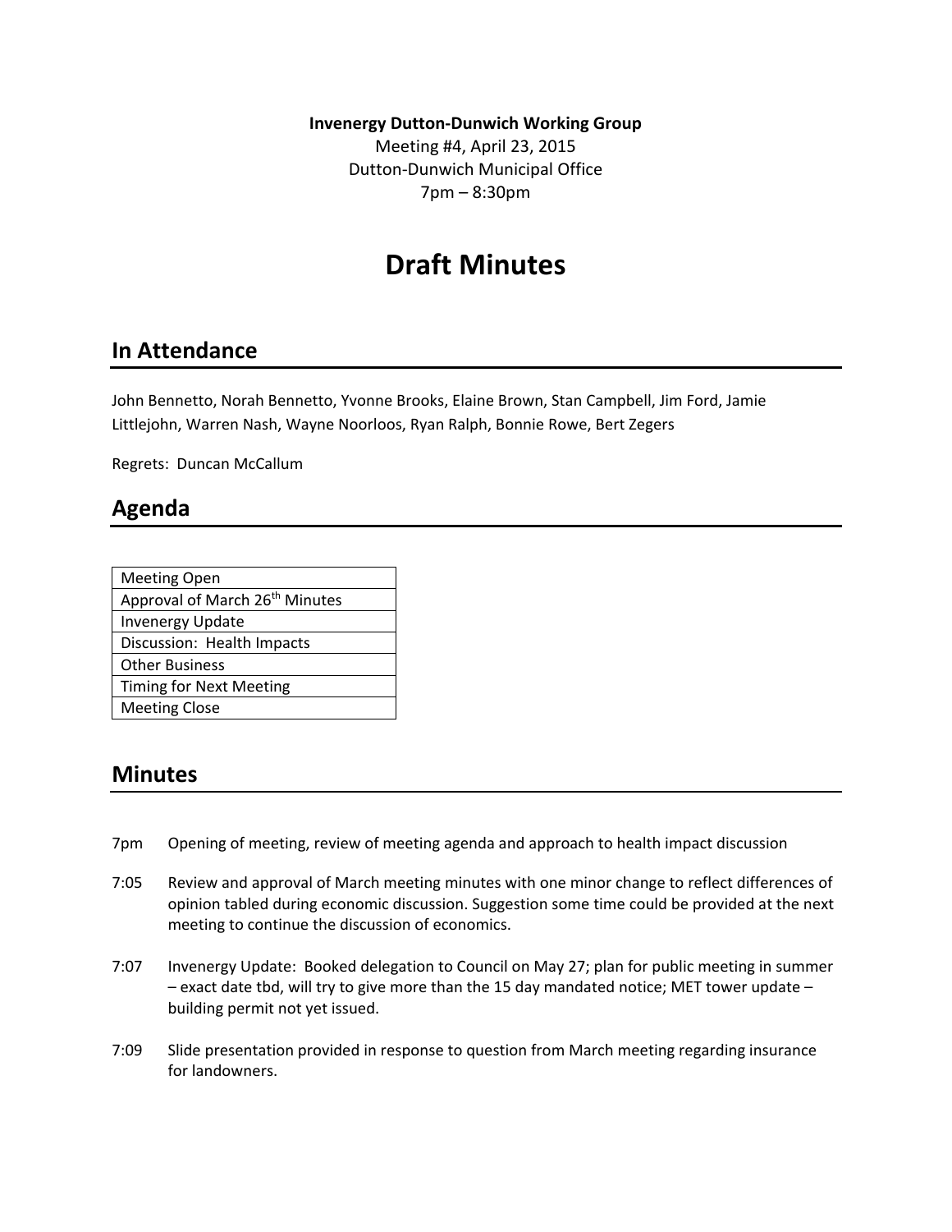**Invenergy Dutton-Dunwich Working Group**

Meeting #4, April 23, 2015

Dutton-Dunwich Municipal Office

7pm – 8:30pm

# Draft Minutes

## In Attendance

John Bennetto, Norah Bennetto, Yvonne Brooks, Elaine Brown, Stan Campbell, Jim Ford, Jamie Littlejohn, Warren Nash, Wayne Noorloos, Ryan Ralph, Bonnie Rowe, Bert Zegers

Regrets: Duncan McCallum

## Agenda

| |
|---|
| Meeting Open |
| Approval of March 26th Minutes |
| Invenergy Update |
| Discussion: Health Impacts |
| Other Business |
| Timing for Next Meeting |
| Meeting Close |

## Minutes

7pm Opening of meeting, review of meeting agenda and approach to health impact discussion

7:05 Review and approval of March meeting minutes with one minor change to reflect differences of opinion tabled during economic discussion. Suggestion some time could be provided at the next meeting to continue the discussion of economics.

7:07 Invenergy Update: Booked delegation to Council on May 27; plan for public meeting in summer – exact date tbd, will try to give more than the 15 day mandated notice; MET tower update – building permit not yet issued.

7:09 Slide presentation provided in response to question from March meeting regarding insurance for landowners.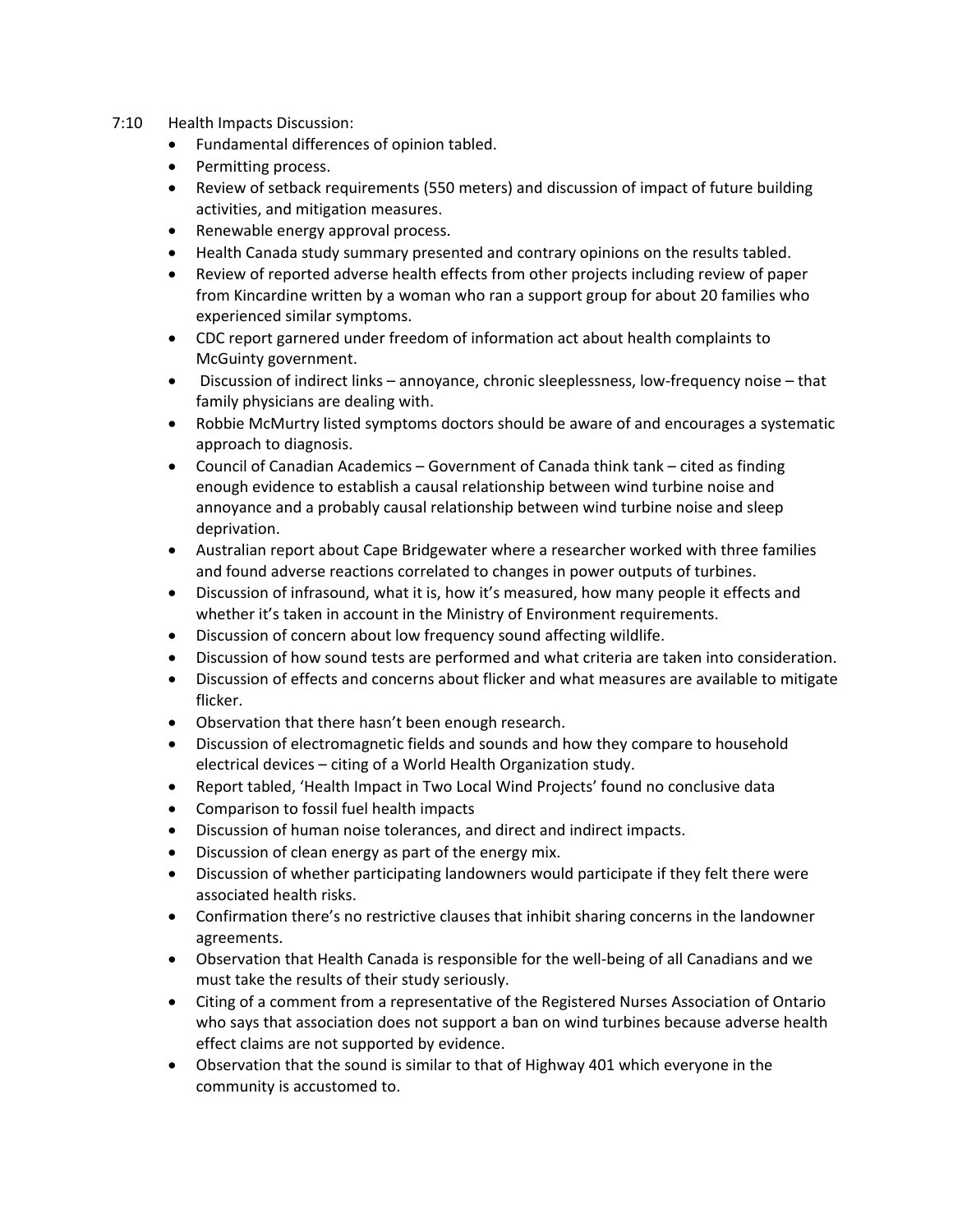7:10 Health Impacts Discussion:

- Fundamental differences of opinion tabled.
- Permitting process.
- Review of setback requirements (550 meters) and discussion of impact of future building activities, and mitigation measures.
- Renewable energy approval process.
- Health Canada study summary presented and contrary opinions on the results tabled.
- Review of reported adverse health effects from other projects including review of paper from Kincardine written by a woman who ran a support group for about 20 families who experienced similar symptoms.
- CDC report garnered under freedom of information act about health complaints to McGuinty government.
- Discussion of indirect links – annoyance, chronic sleeplessness, low-frequency noise – that family physicians are dealing with.
- Robbie McMurtry listed symptoms doctors should be aware of and encourages a systematic approach to diagnosis.
- Council of Canadian Academics – Government of Canada think tank – cited as finding enough evidence to establish a causal relationship between wind turbine noise and annoyance and a probably causal relationship between wind turbine noise and sleep deprivation.
- Australian report about Cape Bridgewater where a researcher worked with three families and found adverse reactions correlated to changes in power outputs of turbines.
- Discussion of infrasound, what it is, how it's measured, how many people it effects and whether it's taken in account in the Ministry of Environment requirements.
- Discussion of concern about low frequency sound affecting wildlife.
- Discussion of how sound tests are performed and what criteria are taken into consideration.
- Discussion of effects and concerns about flicker and what measures are available to mitigate flicker.
- Observation that there hasn't been enough research.
- Discussion of electromagnetic fields and sounds and how they compare to household electrical devices – citing of a World Health Organization study.
- Report tabled, 'Health Impact in Two Local Wind Projects' found no conclusive data
- Comparison to fossil fuel health impacts
- Discussion of human noise tolerances, and direct and indirect impacts.
- Discussion of clean energy as part of the energy mix.
- Discussion of whether participating landowners would participate if they felt there were associated health risks.
- Confirmation there's no restrictive clauses that inhibit sharing concerns in the landowner agreements.
- Observation that Health Canada is responsible for the well-being of all Canadians and we must take the results of their study seriously.
- Citing of a comment from a representative of the Registered Nurses Association of Ontario who says that association does not support a ban on wind turbines because adverse health effect claims are not supported by evidence.
- Observation that the sound is similar to that of Highway 401 which everyone in the community is accustomed to.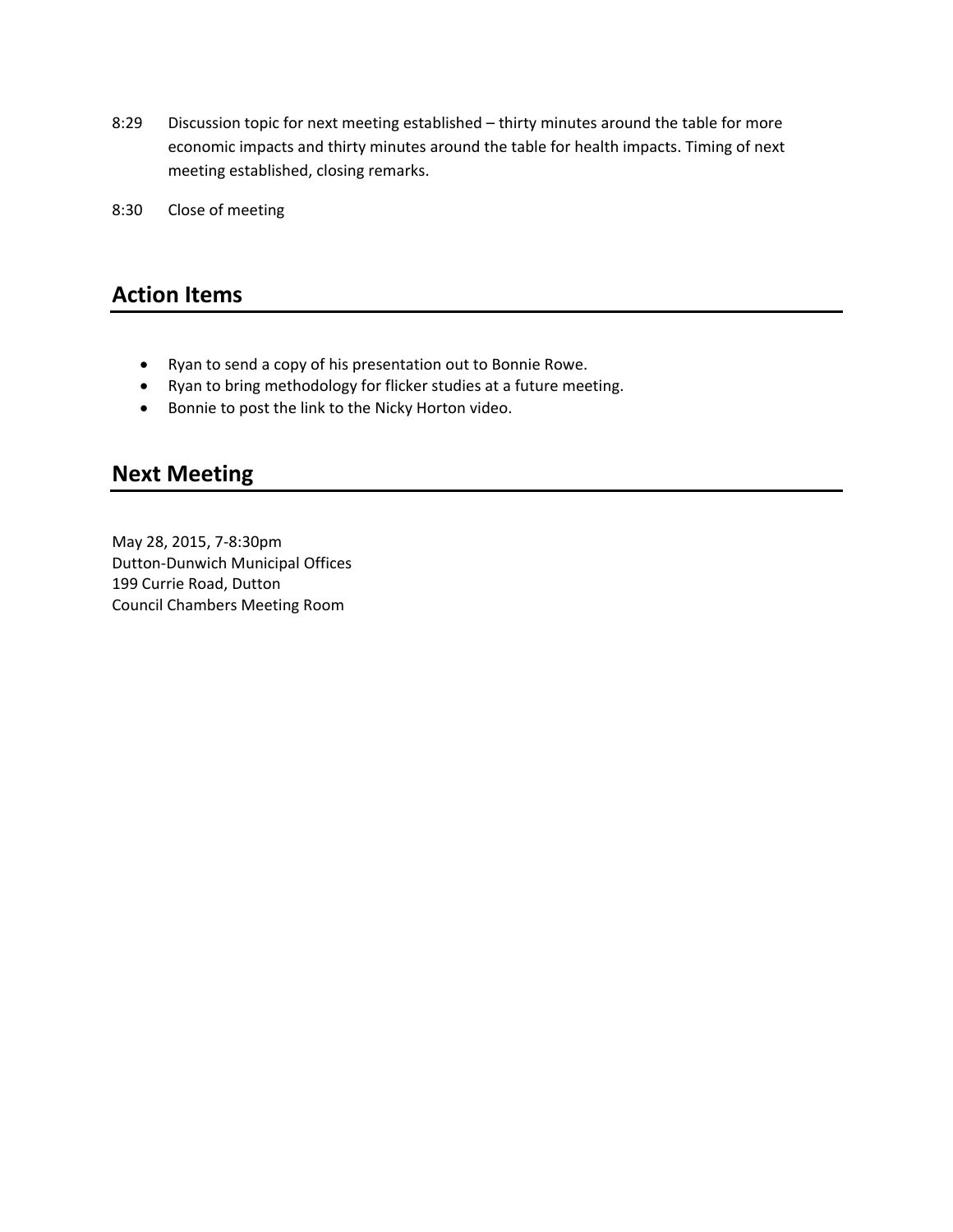8:29 Discussion topic for next meeting established – thirty minutes around the table for more economic impacts and thirty minutes around the table for health impacts. Timing of next meeting established, closing remarks.

8:30 Close of meeting

## Action Items

- Ryan to send a copy of his presentation out to Bonnie Rowe.
- Ryan to bring methodology for flicker studies at a future meeting.
- Bonnie to post the link to the Nicky Horton video.

## Next Meeting

May 28, 2015, 7-8:30pm
Dutton-Dunwich Municipal Offices
199 Currie Road, Dutton
Council Chambers Meeting Room